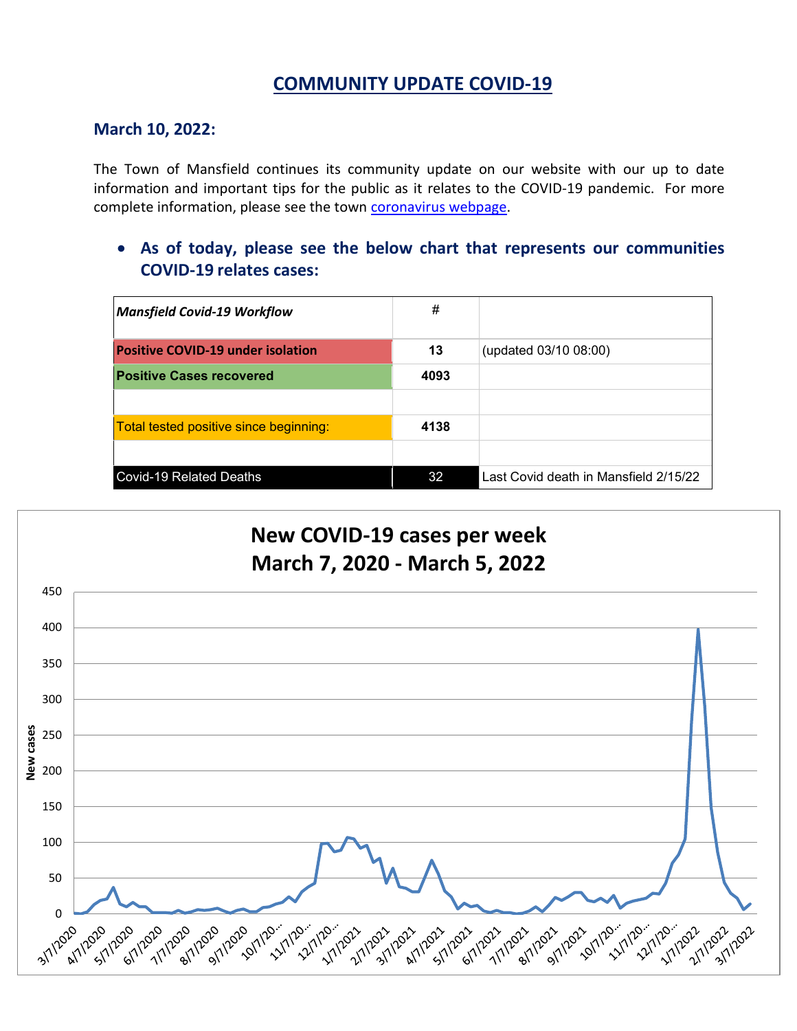# COMMUNITY UPDATE COVID-19

## March 10, 2022:

The Town of Mansfield continues its community update on our website with our up to date information and important tips for the public as it relates to the COVID-19 pandemic. For more complete information, please see the town coronavirus webpage.

- **As of today, please see the below chart that represents our communities COVID-19 relates cases:**

| ***Mansfield Covid-19 Workflow*** | # | |
|---|---|---|
| **Positive COVID-19 under isolation** | **13** | (updated 03/10 08:00) |
| **Positive Cases recovered** | **4093** | |
| | | |
| Total tested positive since beginning: | **4138** | |
| | | |
| Covid-19 Related Deaths | 32 | Last Covid death in Mansfield 2/15/22 |

**New COVID-19 cases per week**
**March 7, 2020 - March 5, 2022**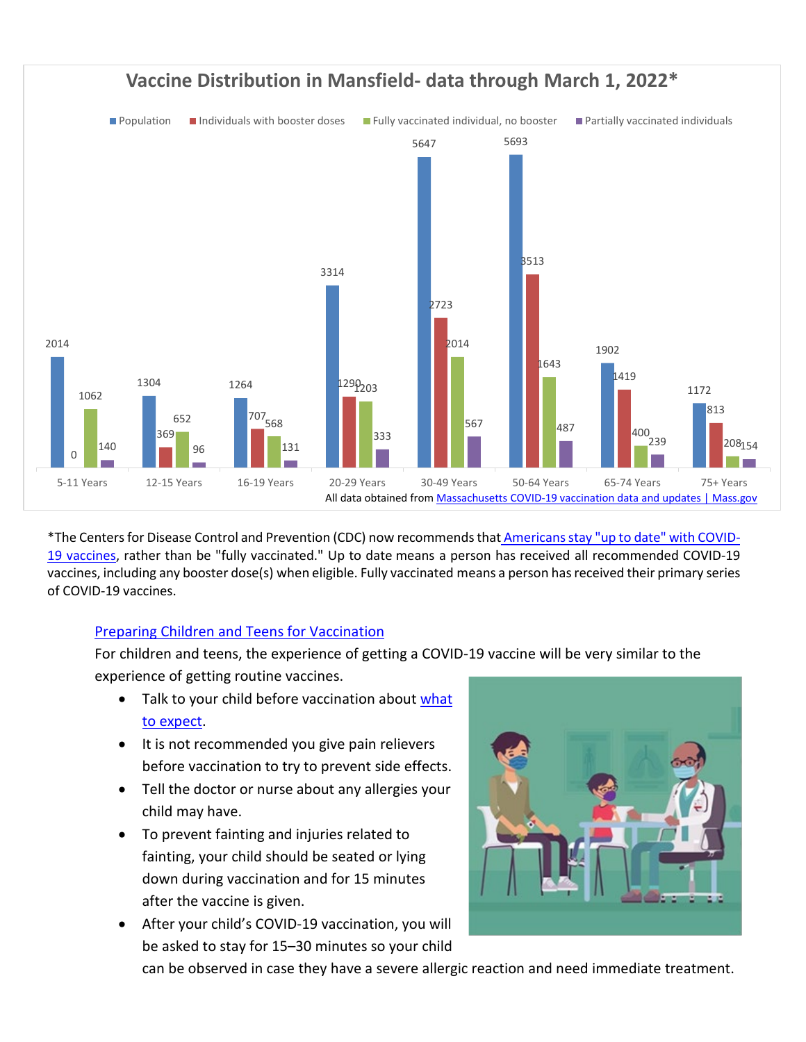## Vaccine Distribution in Mansfield- data through March 1, 2022*

| Age Group | Population | Individuals with booster doses | Fully vaccinated individual, no booster | Partially vaccinated individuals |
|---|---|---|---|---|
| 5-11 Years | 2014 | 0 | 1062 | 140 |
| 12-15 Years | 1304 | 369 | 652 | 96 |
| 16-19 Years | 1264 | 707 | 568 | 131 |
| 20-29 Years | 3314 | 1290 | 1203 | 333 |
| 30-49 Years | 5647 | 2723 | 2014 | 567 |
| 50-64 Years | 5693 | 3513 | 1643 | 487 |
| 65-74 Years | 1902 | 1419 | 400 | 239 |
| 75+ Years | 1172 | 813 | 208 | 154 |

All data obtained from [Massachusetts COVID-19 vaccination data and updates | Mass.gov]()

*The Centers for Disease Control and Prevention (CDC) now recommends that [Americans stay "up to date" with COVID-19 vaccines](), rather than be "fully vaccinated." Up to date means a person has received all recommended COVID-19 vaccines, including any booster dose(s) when eligible. Fully vaccinated means a person has received their primary series of COVID-19 vaccines.

### [Preparing Children and Teens for Vaccination]()

For children and teens, the experience of getting a COVID-19 vaccine will be very similar to the experience of getting routine vaccines.

- Talk to your child before vaccination about [what to expect]().
- It is not recommended you give pain relievers before vaccination to try to prevent side effects.
- Tell the doctor or nurse about any allergies your child may have.
- To prevent fainting and injuries related to fainting, your child should be seated or lying down during vaccination and for 15 minutes after the vaccine is given.
- After your child's COVID-19 vaccination, you will be asked to stay for 15–30 minutes so your child can be observed in case they have a severe allergic reaction and need immediate treatment.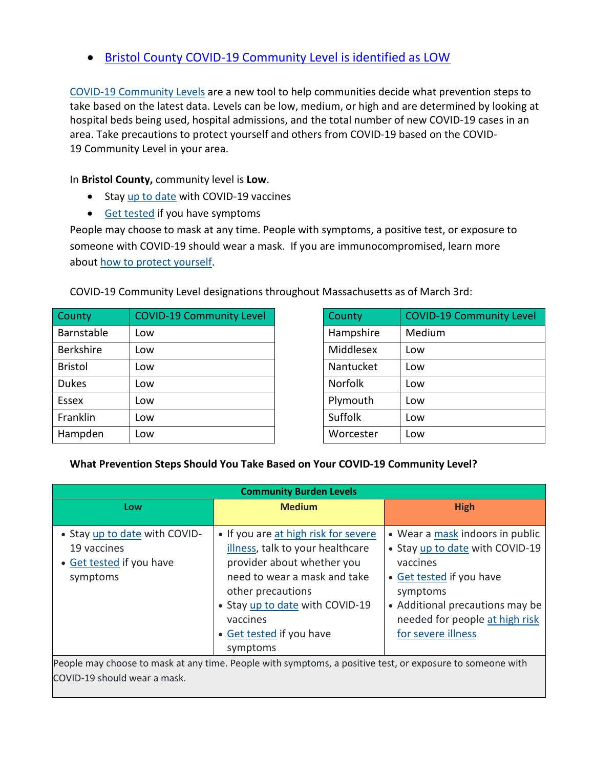- Bristol County COVID-19 Community Level is identified as LOW

COVID-19 Community Levels are a new tool to help communities decide what prevention steps to take based on the latest data. Levels can be low, medium, or high and are determined by looking at hospital beds being used, hospital admissions, and the total number of new COVID-19 cases in an area. Take precautions to protect yourself and others from COVID-19 based on the COVID-19 Community Level in your area.

In **Bristol County,** community level is **Low**.

- Stay up to date with COVID-19 vaccines
- Get tested if you have symptoms

People may choose to mask at any time. People with symptoms, a positive test, or exposure to someone with COVID-19 should wear a mask. If you are immunocompromised, learn more about how to protect yourself.

COVID-19 Community Level designations throughout Massachusetts as of March 3rd:

| County | COVID-19 Community Level |
|---|---|
| Barnstable | Low |
| Berkshire | Low |
| Bristol | Low |
| Dukes | Low |
| Essex | Low |
| Franklin | Low |
| Hampden | Low |

| County | COVID-19 Community Level |
|---|---|
| Hampshire | Medium |
| Middlesex | Low |
| Nantucket | Low |
| Norfolk | Low |
| Plymouth | Low |
| Suffolk | Low |
| Worcester | Low |

**What Prevention Steps Should You Take Based on Your COVID-19 Community Level?**

| Community Burden Levels | | |
|---|---|---|
| **Low** | **Medium** | **High** |
| • Stay up to date with COVID-19 vaccines<br>• Get tested if you have symptoms | • If you are at high risk for severe illness, talk to your healthcare provider about whether you need to wear a mask and take other precautions<br>• Stay up to date with COVID-19 vaccines<br>• Get tested if you have symptoms | • Wear a mask indoors in public<br>• Stay up to date with COVID-19 vaccines<br>• Get tested if you have symptoms<br>• Additional precautions may be needed for people at high risk for severe illness |
| People may choose to mask at any time. People with symptoms, a positive test, or exposure to someone with COVID-19 should wear a mask. | | |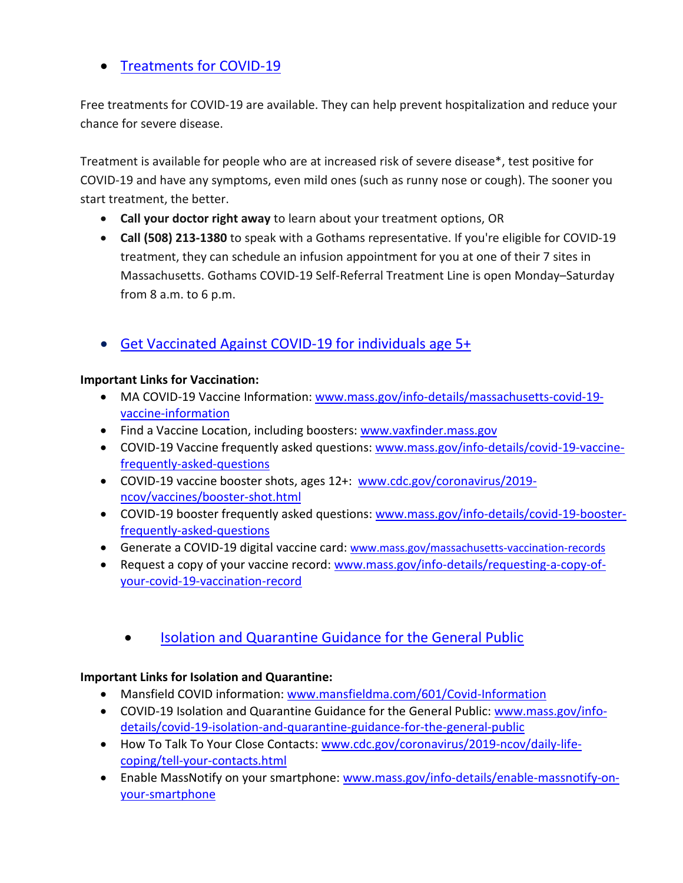- Treatments for COVID-19

Free treatments for COVID-19 are available. They can help prevent hospitalization and reduce your chance for severe disease.

Treatment is available for people who are at increased risk of severe disease*, test positive for COVID-19 and have any symptoms, even mild ones (such as runny nose or cough). The sooner you start treatment, the better.

- **Call your doctor right away** to learn about your treatment options, OR
- **Call (508) 213-1380** to speak with a Gothams representative. If you're eligible for COVID-19 treatment, they can schedule an infusion appointment for you at one of their 7 sites in Massachusetts. Gothams COVID-19 Self-Referral Treatment Line is open Monday–Saturday from 8 a.m. to 6 p.m.

- Get Vaccinated Against COVID-19 for individuals age 5+

**Important Links for Vaccination:**

- MA COVID-19 Vaccine Information: www.mass.gov/info-details/massachusetts-covid-19-vaccine-information
- Find a Vaccine Location, including boosters: www.vaxfinder.mass.gov
- COVID-19 Vaccine frequently asked questions: www.mass.gov/info-details/covid-19-vaccine-frequently-asked-questions
- COVID-19 vaccine booster shots, ages 12+: www.cdc.gov/coronavirus/2019-ncov/vaccines/booster-shot.html
- COVID-19 booster frequently asked questions: www.mass.gov/info-details/covid-19-booster-frequently-asked-questions
- Generate a COVID-19 digital vaccine card: www.mass.gov/massachusetts-vaccination-records
- Request a copy of your vaccine record: www.mass.gov/info-details/requesting-a-copy-of-your-covid-19-vaccination-record

- Isolation and Quarantine Guidance for the General Public

**Important Links for Isolation and Quarantine:**

- Mansfield COVID information: www.mansfieldma.com/601/Covid-Information
- COVID-19 Isolation and Quarantine Guidance for the General Public: www.mass.gov/info-details/covid-19-isolation-and-quarantine-guidance-for-the-general-public
- How To Talk To Your Close Contacts: www.cdc.gov/coronavirus/2019-ncov/daily-life-coping/tell-your-contacts.html
- Enable MassNotify on your smartphone: www.mass.gov/info-details/enable-massnotify-on-your-smartphone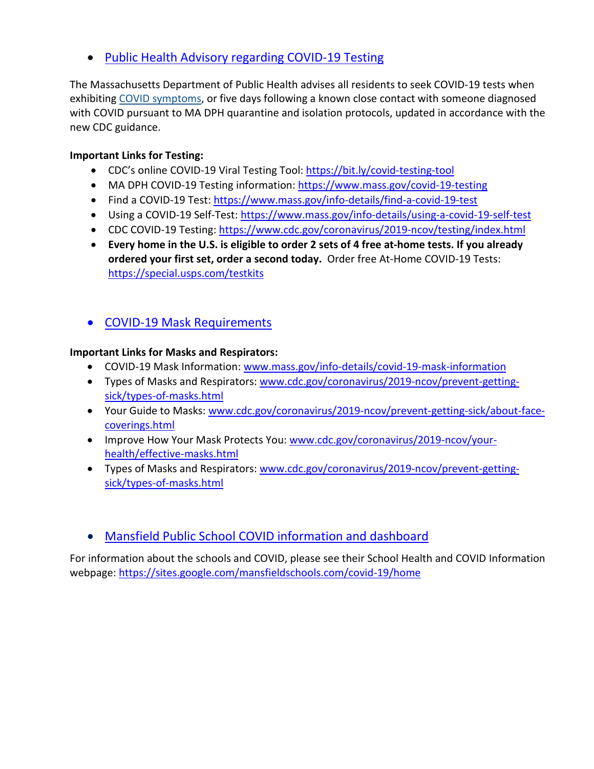- [Public Health Advisory regarding COVID-19 Testing]()

The Massachusetts Department of Public Health advises all residents to seek COVID-19 tests when exhibiting [COVID symptoms](), or five days following a known close contact with someone diagnosed with COVID pursuant to MA DPH quarantine and isolation protocols, updated in accordance with the new CDC guidance.

**Important Links for Testing:**

- CDC's online COVID-19 Viral Testing Tool: https://bit.ly/covid-testing-tool
- MA DPH COVID-19 Testing information: https://www.mass.gov/covid-19-testing
- Find a COVID-19 Test: https://www.mass.gov/info-details/find-a-covid-19-test
- Using a COVID-19 Self-Test: https://www.mass.gov/info-details/using-a-covid-19-self-test
- CDC COVID-19 Testing: https://www.cdc.gov/coronavirus/2019-ncov/testing/index.html
- **Every home in the U.S. is eligible to order 2 sets of 4 free at-home tests. If you already ordered your first set, order a second today.** Order free At-Home COVID-19 Tests: https://special.usps.com/testkits

- [COVID-19 Mask Requirements]()

**Important Links for Masks and Respirators:**

- COVID-19 Mask Information: www.mass.gov/info-details/covid-19-mask-information
- Types of Masks and Respirators: www.cdc.gov/coronavirus/2019-ncov/prevent-getting-sick/types-of-masks.html
- Your Guide to Masks: www.cdc.gov/coronavirus/2019-ncov/prevent-getting-sick/about-face-coverings.html
- Improve How Your Mask Protects You: www.cdc.gov/coronavirus/2019-ncov/your-health/effective-masks.html
- Types of Masks and Respirators: www.cdc.gov/coronavirus/2019-ncov/prevent-getting-sick/types-of-masks.html

- [Mansfield Public School COVID information and dashboard]()

For information about the schools and COVID, please see their School Health and COVID Information webpage: https://sites.google.com/mansfieldschools.com/covid-19/home